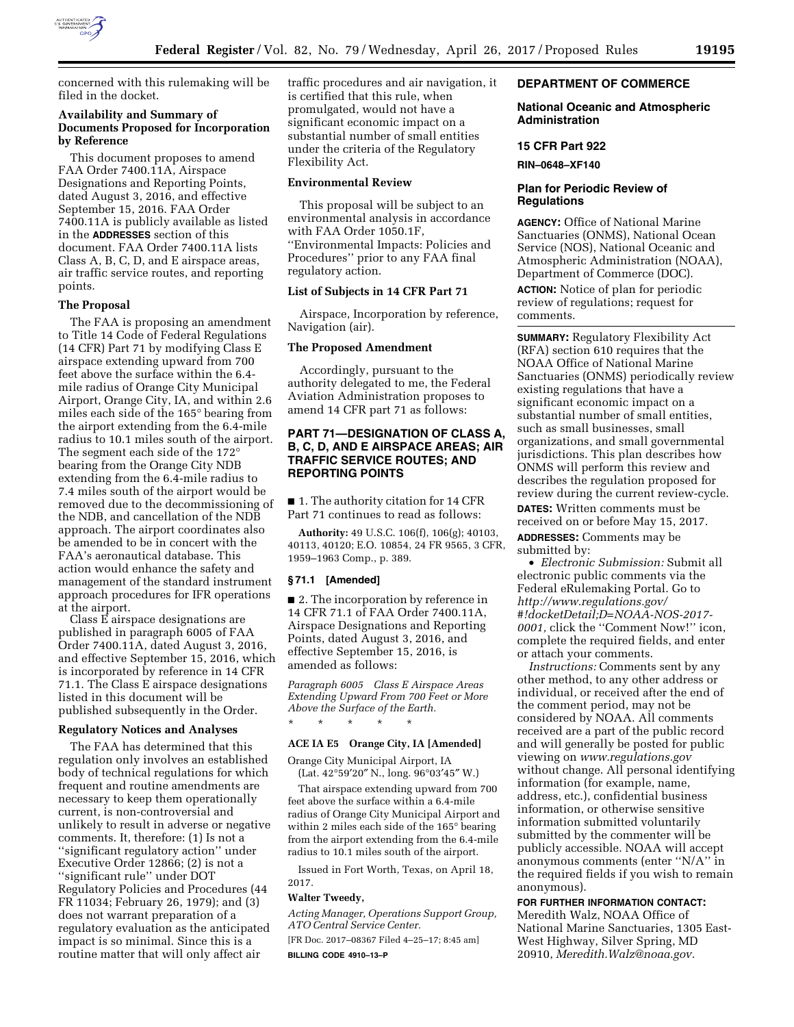concerned with this rulemaking will be filed in the docket.

### Availability and Summary of Documents Proposed for Incorporation by Reference

This document proposes to amend FAA Order 7400.11A, Airspace Designations and Reporting Points, dated August 3, 2016, and effective September 15, 2016. FAA Order 7400.11A is publicly available as listed in the **ADDRESSES** section of this document. FAA Order 7400.11A lists Class A, B, C, D, and E airspace areas, air traffic service routes, and reporting points.

### The Proposal

The FAA is proposing an amendment to Title 14 Code of Federal Regulations (14 CFR) Part 71 by modifying Class E airspace extending upward from 700 feet above the surface within the 6.4-mile radius of Orange City Municipal Airport, Orange City, IA, and within 2.6 miles each side of the 165° bearing from the airport extending from the 6.4-mile radius to 10.1 miles south of the airport. The segment each side of the 172° bearing from the Orange City NDB extending from the 6.4-mile radius to 7.4 miles south of the airport would be removed due to the decommissioning of the NDB, and cancellation of the NDB approach. The airport coordinates also be amended to be in concert with the FAA's aeronautical database. This action would enhance the safety and management of the standard instrument approach procedures for IFR operations at the airport.

Class E airspace designations are published in paragraph 6005 of FAA Order 7400.11A, dated August 3, 2016, and effective September 15, 2016, which is incorporated by reference in 14 CFR 71.1. The Class E airspace designations listed in this document will be published subsequently in the Order.

### Regulatory Notices and Analyses

The FAA has determined that this regulation only involves an established body of technical regulations for which frequent and routine amendments are necessary to keep them operationally current, is non-controversial and unlikely to result in adverse or negative comments. It, therefore: (1) Is not a ''significant regulatory action'' under Executive Order 12866; (2) is not a ''significant rule'' under DOT Regulatory Policies and Procedures (44 FR 11034; February 26, 1979); and (3) does not warrant preparation of a regulatory evaluation as the anticipated impact is so minimal. Since this is a routine matter that will only affect air traffic procedures and air navigation, it is certified that this rule, when promulgated, would not have a significant economic impact on a substantial number of small entities under the criteria of the Regulatory Flexibility Act.

### Environmental Review

This proposal will be subject to an environmental analysis in accordance with FAA Order 1050.1F, ''Environmental Impacts: Policies and Procedures'' prior to any FAA final regulatory action.

### List of Subjects in 14 CFR Part 71

Airspace, Incorporation by reference, Navigation (air).

### The Proposed Amendment

Accordingly, pursuant to the authority delegated to me, the Federal Aviation Administration proposes to amend 14 CFR part 71 as follows:

## PART 71—DESIGNATION OF CLASS A, B, C, D, AND E AIRSPACE AREAS; AIR TRAFFIC SERVICE ROUTES; AND REPORTING POINTS

■ 1. The authority citation for 14 CFR Part 71 continues to read as follows:

**Authority:** 49 U.S.C. 106(f), 106(g); 40103, 40113, 40120; E.O. 10854, 24 FR 9565, 3 CFR, 1959–1963 Comp., p. 389.

### § 71.1 [Amended]

■ 2. The incorporation by reference in 14 CFR 71.1 of FAA Order 7400.11A, Airspace Designations and Reporting Points, dated August 3, 2016, and effective September 15, 2016, is amended as follows:

*Paragraph 6005 Class E Airspace Areas Extending Upward From 700 Feet or More Above the Surface of the Earth.*

\* \* \* \* \*

**ACE IA E5 Orange City, IA [Amended]**

Orange City Municipal Airport, IA
(Lat. 42°59′20″ N., long. 96°03′45″ W.)

That airspace extending upward from 700 feet above the surface within a 6.4-mile radius of Orange City Municipal Airport and within 2 miles each side of the 165° bearing from the airport extending from the 6.4-mile radius to 10.1 miles south of the airport.

Issued in Fort Worth, Texas, on April 18, 2017.

**Walter Tweedy,**

*Acting Manager, Operations Support Group, ATO Central Service Center.*

[FR Doc. 2017–08367 Filed 4–25–17; 8:45 am]

**BILLING CODE 4910–13–P**

## DEPARTMENT OF COMMERCE

### National Oceanic and Atmospheric Administration

### 15 CFR Part 922

**RIN–0648–XF140**

### Plan for Periodic Review of Regulations

**AGENCY:** Office of National Marine Sanctuaries (ONMS), National Ocean Service (NOS), National Oceanic and Atmospheric Administration (NOAA), Department of Commerce (DOC).

**ACTION:** Notice of plan for periodic review of regulations; request for comments.

**SUMMARY:** Regulatory Flexibility Act (RFA) section 610 requires that the NOAA Office of National Marine Sanctuaries (ONMS) periodically review existing regulations that have a significant economic impact on a substantial number of small entities, such as small businesses, small organizations, and small governmental jurisdictions. This plan describes how ONMS will perform this review and describes the regulation proposed for review during the current review-cycle.

**DATES:** Written comments must be received on or before May 15, 2017.

**ADDRESSES:** Comments may be submitted by:

• *Electronic Submission:* Submit all electronic public comments via the Federal eRulemaking Portal. Go to *http://www.regulations.gov/#!docketDetail;D=NOAA-NOS-2017-0001,* click the ''Comment Now!'' icon, complete the required fields, and enter or attach your comments.

*Instructions:* Comments sent by any other method, to any other address or individual, or received after the end of the comment period, may not be considered by NOAA. All comments received are a part of the public record and will generally be posted for public viewing on *www.regulations.gov* without change. All personal identifying information (for example, name, address, etc.), confidential business information, or otherwise sensitive information submitted voluntarily submitted by the commenter will be publicly accessible. NOAA will accept anonymous comments (enter ''N/A'' in the required fields if you wish to remain anonymous).

**FOR FURTHER INFORMATION CONTACT:** Meredith Walz, NOAA Office of National Marine Sanctuaries, 1305 East-West Highway, Silver Spring, MD 20910, *Meredith.Walz@noaa.gov.*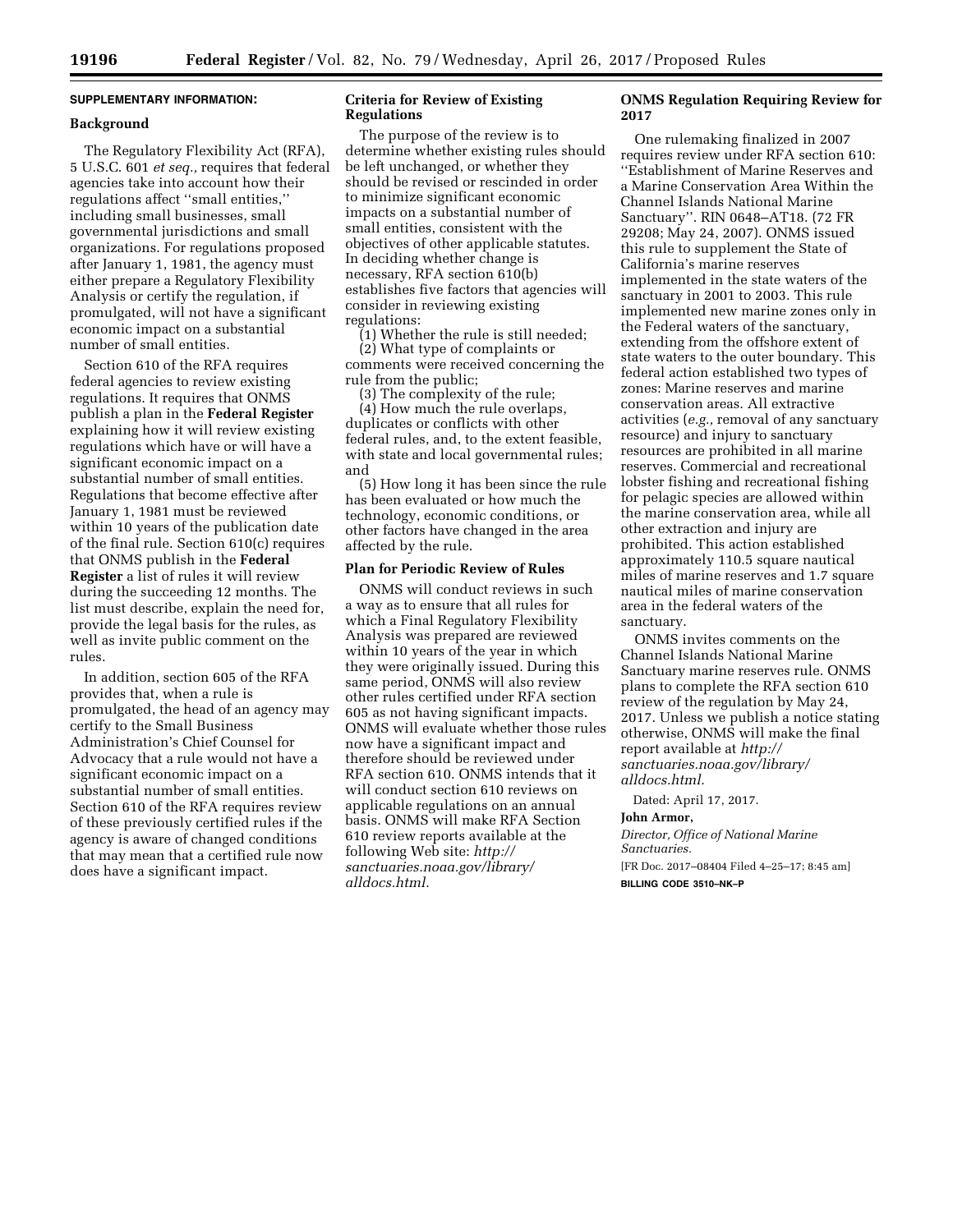**SUPPLEMENTARY INFORMATION:**

## Background

The Regulatory Flexibility Act (RFA), 5 U.S.C. 601 *et seq.,* requires that federal agencies take into account how their regulations affect ''small entities,'' including small businesses, small governmental jurisdictions and small organizations. For regulations proposed after January 1, 1981, the agency must either prepare a Regulatory Flexibility Analysis or certify the regulation, if promulgated, will not have a significant economic impact on a substantial number of small entities.

Section 610 of the RFA requires federal agencies to review existing regulations. It requires that ONMS publish a plan in the **Federal Register** explaining how it will review existing regulations which have or will have a significant economic impact on a substantial number of small entities. Regulations that become effective after January 1, 1981 must be reviewed within 10 years of the publication date of the final rule. Section 610(c) requires that ONMS publish in the **Federal Register** a list of rules it will review during the succeeding 12 months. The list must describe, explain the need for, provide the legal basis for the rules, as well as invite public comment on the rules.

In addition, section 605 of the RFA provides that, when a rule is promulgated, the head of an agency may certify to the Small Business Administration's Chief Counsel for Advocacy that a rule would not have a significant economic impact on a substantial number of small entities. Section 610 of the RFA requires review of these previously certified rules if the agency is aware of changed conditions that may mean that a certified rule now does have a significant impact.

## Criteria for Review of Existing Regulations

The purpose of the review is to determine whether existing rules should be left unchanged, or whether they should be revised or rescinded in order to minimize significant economic impacts on a substantial number of small entities, consistent with the objectives of other applicable statutes. In deciding whether change is necessary, RFA section 610(b) establishes five factors that agencies will consider in reviewing existing regulations:

(1) Whether the rule is still needed;
(2) What type of complaints or comments were received concerning the rule from the public;
(3) The complexity of the rule;
(4) How much the rule overlaps, duplicates or conflicts with other federal rules, and, to the extent feasible, with state and local governmental rules; and
(5) How long it has been since the rule has been evaluated or how much the technology, economic conditions, or other factors have changed in the area affected by the rule.

## Plan for Periodic Review of Rules

ONMS will conduct reviews in such a way as to ensure that all rules for which a Final Regulatory Flexibility Analysis was prepared are reviewed within 10 years of the year in which they were originally issued. During this same period, ONMS will also review other rules certified under RFA section 605 as not having significant impacts. ONMS will evaluate whether those rules now have a significant impact and therefore should be reviewed under RFA section 610. ONMS intends that it will conduct section 610 reviews on applicable regulations on an annual basis. ONMS will make RFA Section 610 review reports available at the following Web site: *http://sanctuaries.noaa.gov/library/alldocs.html.*

## ONMS Regulation Requiring Review for 2017

One rulemaking finalized in 2007 requires review under RFA section 610: ''Establishment of Marine Reserves and a Marine Conservation Area Within the Channel Islands National Marine Sanctuary''. RIN 0648–AT18. (72 FR 29208; May 24, 2007). ONMS issued this rule to supplement the State of California's marine reserves implemented in the state waters of the sanctuary in 2001 to 2003. This rule implemented new marine zones only in the Federal waters of the sanctuary, extending from the offshore extent of state waters to the outer boundary. This federal action established two types of zones: Marine reserves and marine conservation areas. All extractive activities (*e.g.,* removal of any sanctuary resource) and injury to sanctuary resources are prohibited in all marine reserves. Commercial and recreational lobster fishing and recreational fishing for pelagic species are allowed within the marine conservation area, while all other extraction and injury are prohibited. This action established approximately 110.5 square nautical miles of marine reserves and 1.7 square nautical miles of marine conservation area in the federal waters of the sanctuary.

ONMS invites comments on the Channel Islands National Marine Sanctuary marine reserves rule. ONMS plans to complete the RFA section 610 review of the regulation by May 24, 2017. Unless we publish a notice stating otherwise, ONMS will make the final report available at *http://sanctuaries.noaa.gov/library/alldocs.html.*

Dated: April 17, 2017.

**John Armor,**

*Director, Office of National Marine Sanctuaries.*

[FR Doc. 2017–08404 Filed 4–25–17; 8:45 am]

**BILLING CODE 3510–NK–P**